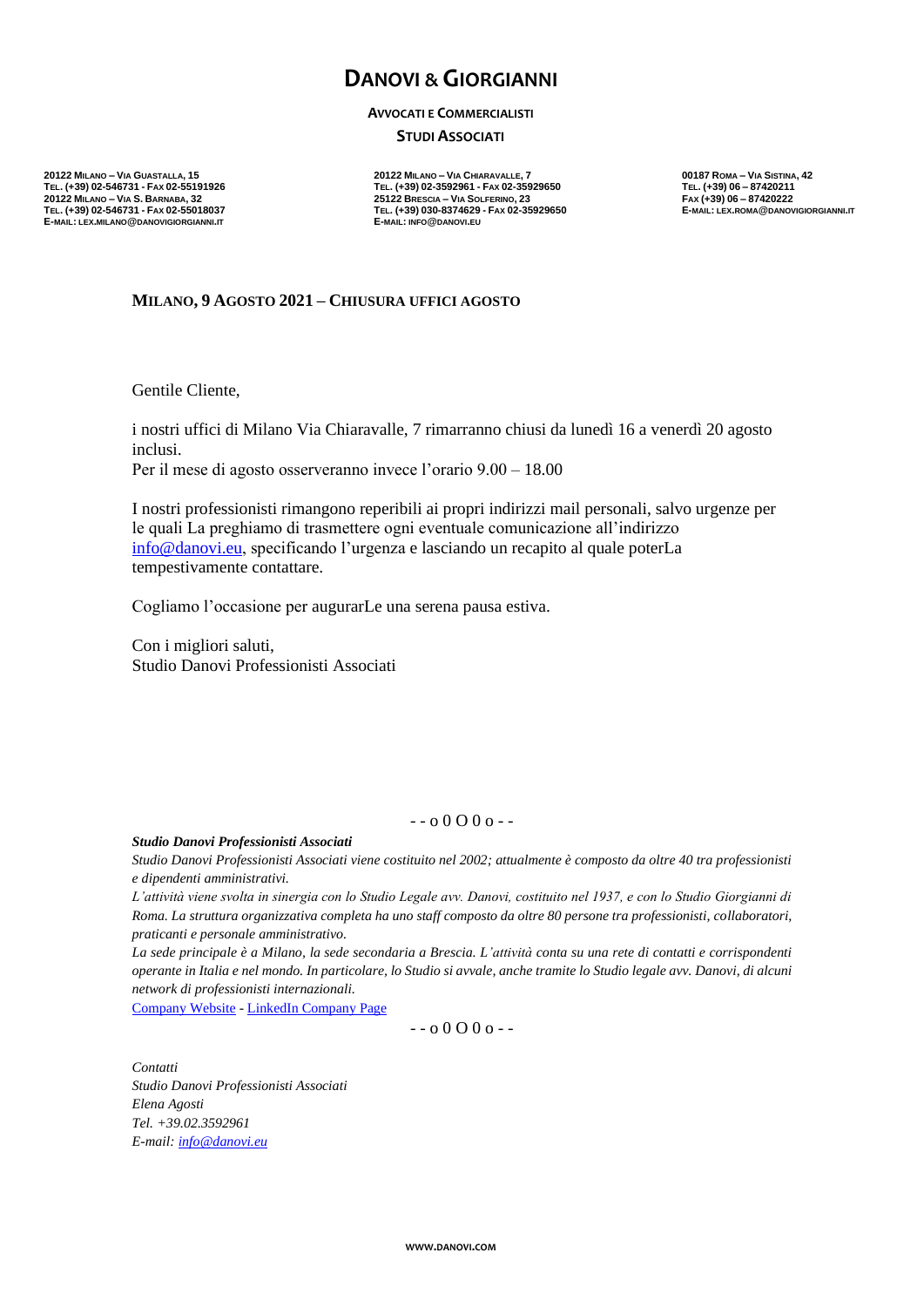# DANOVI & GIORGIANNI

**AVVOCATI E COMMERCIALISTI**

**STUDI ASSOCIATI**

**20122 MILANO – VIA GUASTALLA, 15**
**TEL. (+39) 02-546731 - FAX 02-55191926**
**20122 MILANO – VIA S. BARNABA, 32**
**TEL. (+39) 02-546731 - FAX 02-55018037**
**E-MAIL: LEX.MILANO@DANOVIGIORGIANNI.IT**

**20122 MILANO – VIA CHIARAVALLE, 7**
**TEL. (+39) 02-3592961 - FAX 02-35929650**
**25122 BRESCIA – VIA SOLFERINO, 23**
**TEL. (+39) 030-8374629 - FAX 02-35929650**
**E-MAIL: INFO@DANOVI.EU**

**00187 ROMA – VIA SISTINA, 42**
**TEL. (+39) 06 – 87420211**
**FAX (+39) 06 – 87420222**
**E-MAIL: LEX.ROMA@DANOVIGIORGIANNI.IT**

**MILANO, 9 AGOSTO 2021 – CHIUSURA UFFICI AGOSTO**

Gentile Cliente,

i nostri uffici di Milano Via Chiaravalle, 7 rimarranno chiusi da lunedì 16 a venerdì 20 agosto inclusi.
Per il mese di agosto osserveranno invece l'orario 9.00 – 18.00

I nostri professionisti rimangono reperibili ai propri indirizzi mail personali, salvo urgenze per le quali La preghiamo di trasmettere ogni eventuale comunicazione all'indirizzo info@danovi.eu, specificando l'urgenza e lasciando un recapito al quale poterLa tempestivamente contattare.

Cogliamo l'occasione per augurarLe una serena pausa estiva.

Con i migliori saluti,
Studio Danovi Professionisti Associati

- - o 0 O 0 o - -

***Studio Danovi Professionisti Associati***

*Studio Danovi Professionisti Associati viene costituito nel 2002; attualmente è composto da oltre 40 tra professionisti e dipendenti amministrativi.*

*L'attività viene svolta in sinergia con lo Studio Legale avv. Danovi, costituito nel 1937, e con lo Studio Giorgianni di Roma. La struttura organizzativa completa ha uno staff composto da oltre 80 persone tra professionisti, collaboratori, praticanti e personale amministrativo.*

*La sede principale è a Milano, la sede secondaria a Brescia. L'attività conta su una rete di contatti e corrispondenti operanti in Italia e nel mondo. In particolare, lo Studio si avvale, anche tramite lo Studio legale avv. Danovi, di alcuni network di professionisti internazionali.*

Company Website - LinkedIn Company Page

- - o 0 O 0 o - -

*Contatti*
*Studio Danovi Professionisti Associati*
*Elena Agosti*
*Tel. +39.02.3592961*
*E-mail: info@danovi.eu*

**WWW.DANOVI.COM**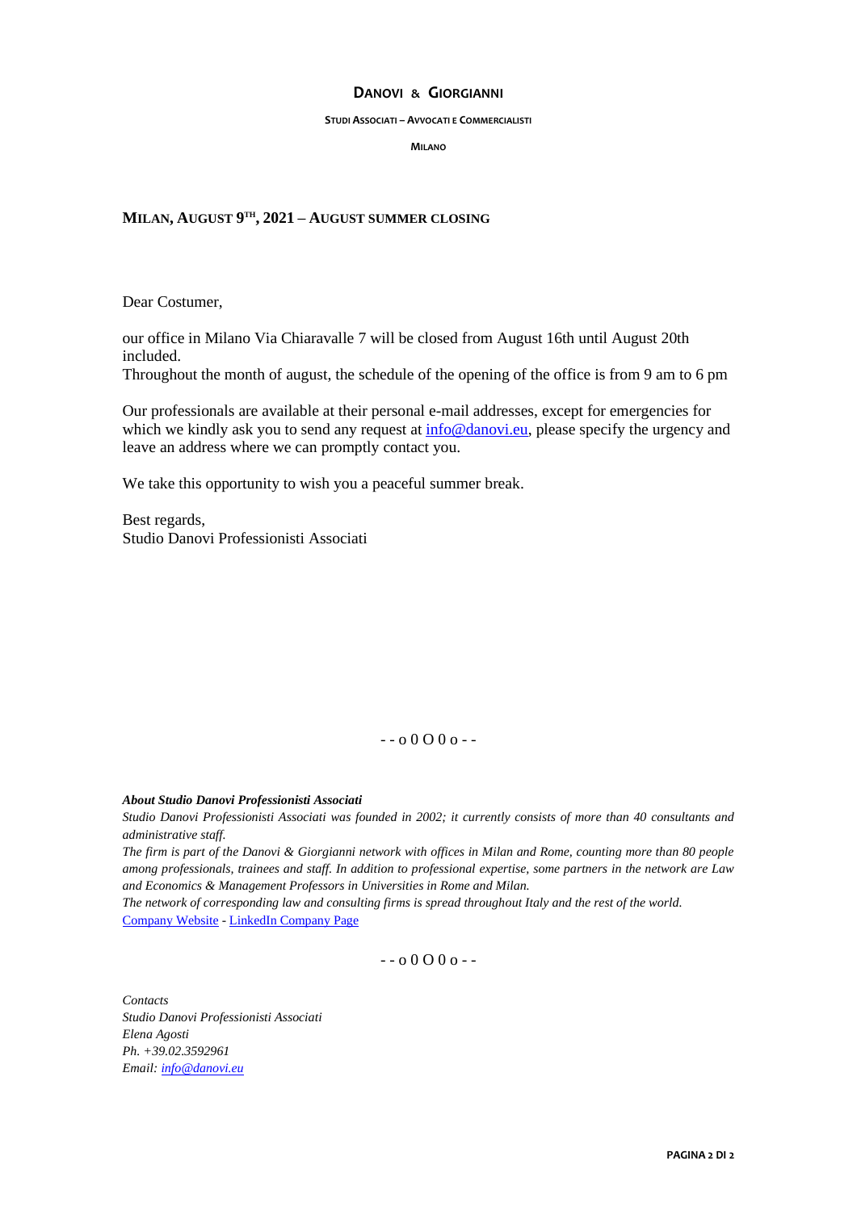**DANOVI & GIORGIANNI**

**STUDI ASSOCIATI – AVVOCATI E COMMERCIALISTI**

**MILANO**

**MILAN, AUGUST 9TH, 2021 – AUGUST SUMMER CLOSING**

Dear Costumer,

our office in Milano Via Chiaravalle 7 will be closed from August 16th until August 20th included.
Throughout the month of august, the schedule of the opening of the office is from 9 am to 6 pm

Our professionals are available at their personal e-mail addresses, except for emergencies for which we kindly ask you to send any request at info@danovi.eu, please specify the urgency and leave an address where we can promptly contact you.

We take this opportunity to wish you a peaceful summer break.

Best regards,
Studio Danovi Professionisti Associati

- - o 0 O 0 o - -

***About Studio Danovi Professionisti Associati***

*Studio Danovi Professionisti Associati was founded in 2002; it currently consists of more than 40 consultants and administrative staff.*

*The firm is part of the Danovi & Giorgianni network with offices in Milan and Rome, counting more than 80 people among professionals, trainees and staff. In addition to professional expertise, some partners in the network are Law and Economics & Management Professors in Universities in Rome and Milan.*

*The network of corresponding law and consulting firms is spread throughout Italy and the rest of the world.*

Company Website - LinkedIn Company Page

- - o 0 O 0 o - -

*Contacts*
*Studio Danovi Professionisti Associati*
*Elena Agosti*
*Ph. +39.02.3592961*
*Email: info@danovi.eu*